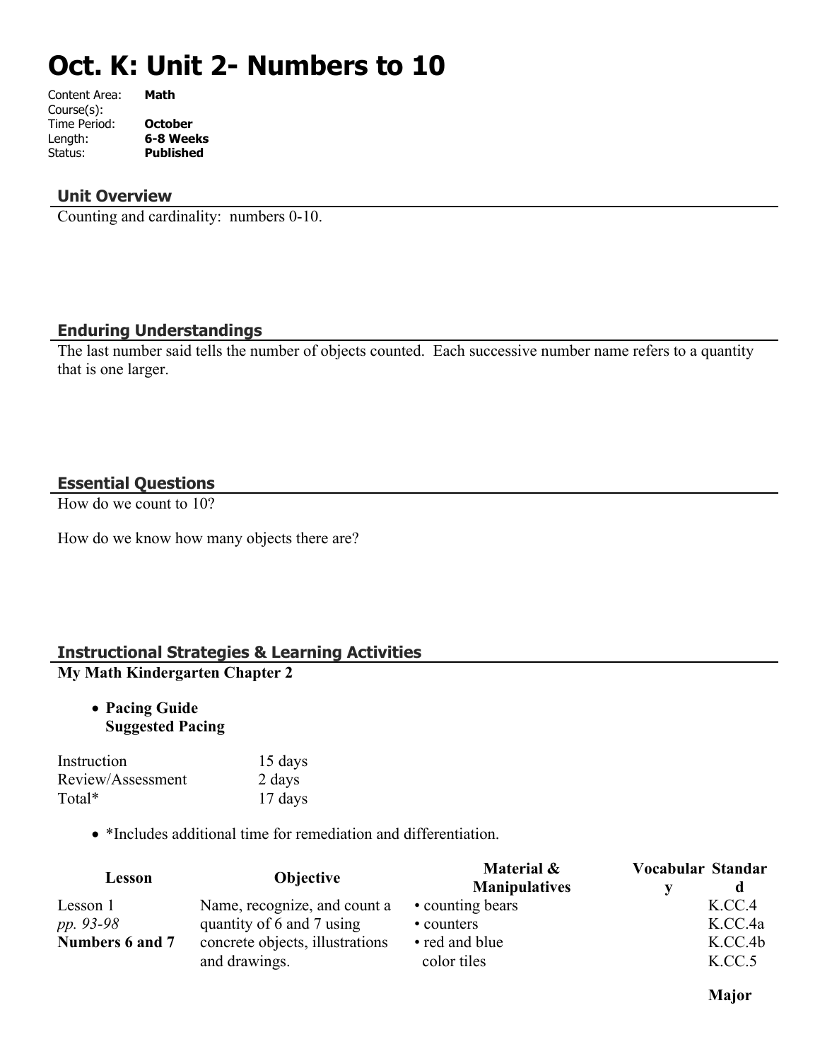# Oct. K: Unit 2- Numbers to 10

| | |
|---|---|
| Content Area: | **Math** |
| Course(s): | |
| Time Period: | **October** |
| Length: | **6-8 Weeks** |
| Status: | **Published** |

## Unit Overview

Counting and cardinality: numbers 0-10.

## Enduring Understandings

The last number said tells the number of objects counted. Each successive number name refers to a quantity that is one larger.

## Essential Questions

How do we count to 10?

How do we know how many objects there are?

## Instructional Strategies & Learning Activities

**My Math Kindergarten Chapter 2**

- **Pacing Guide**
  **Suggested Pacing**

| | |
|---|---|
| Instruction | 15 days |
| Review/Assessment | 2 days |
| Total* | 17 days |

- *Includes additional time for remediation and differentiation.

| Lesson | Objective | Material & Manipulatives | Vocabulary | Standard |
|---|---|---|---|---|
| Lesson 1<br>*pp. 93-98*<br>**Numbers 6 and 7** | Name, recognize, and count a quantity of 6 and 7 using concrete objects, illustrations and drawings. | • counting bears<br>• counters<br>• red and blue color tiles | | K.CC.4<br>K.CC.4a<br>K.CC.4b<br>K.CC.5<br><br>**Major** |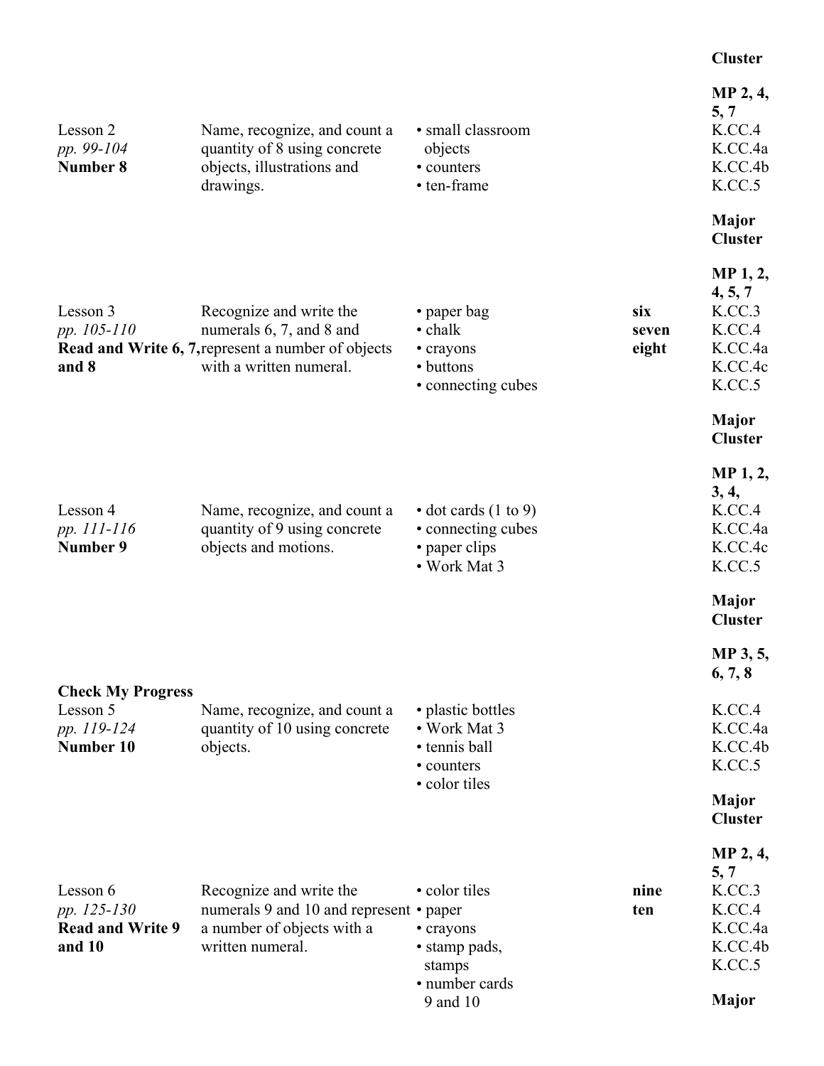| Lesson | Objective | Materials | Vocabulary | Standards |
|---|---|---|---|---|
| | | | | **Cluster** |
| Lesson 2 *pp. 99-104* **Number 8** | Name, recognize, and count a quantity of 8 using concrete objects, illustrations and drawings. | • small classroom objects • counters • ten-frame | | **MP 2, 4, 5, 7** K.CC.4 K.CC.4a K.CC.4b K.CC.5 **Major Cluster** |
| Lesson 3 *pp. 105-110* **Read and Write 6, 7, and 8** | Recognize and write the numerals 6, 7, and 8 and represent a number of objects with a written numeral. | • paper bag • chalk • crayons • buttons • connecting cubes | **six seven eight** | **MP 1, 2, 4, 5, 7** K.CC.3 K.CC.4 K.CC.4a K.CC.4c K.CC.5 **Major Cluster** |
| Lesson 4 *pp. 111-116* **Number 9** | Name, recognize, and count a quantity of 9 using concrete objects and motions. | • dot cards (1 to 9) • connecting cubes • paper clips • Work Mat 3 | | **MP 1, 2, 3, 4,** K.CC.4 K.CC.4a K.CC.4c K.CC.5 **Major Cluster** |
| **Check My Progress** | | | | **MP 3, 5, 6, 7, 8** |
| Lesson 5 *pp. 119-124* **Number 10** | Name, recognize, and count a quantity of 10 using concrete objects. | • plastic bottles • Work Mat 3 • tennis ball • counters • color tiles | | K.CC.4 K.CC.4a K.CC.4b K.CC.5 **Major Cluster** |
| Lesson 6 *pp. 125-130* **Read and Write 9 and 10** | Recognize and write the numerals 9 and 10 and represent a number of objects with a written numeral. | • color tiles • paper • crayons • stamp pads, stamps • number cards 9 and 10 | **nine ten** | **MP 2, 4, 5, 7** K.CC.3 K.CC.4 K.CC.4a K.CC.4b K.CC.5 **Major** |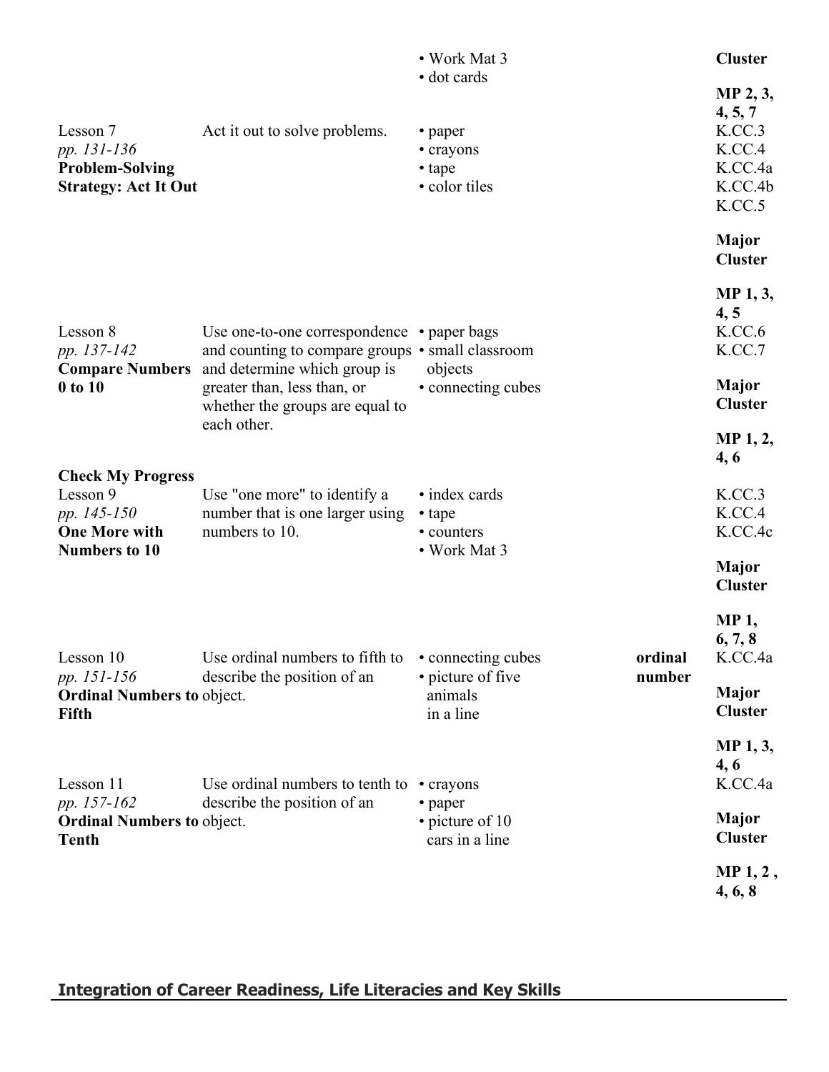| | | | | |
|---|---|---|---|---|
| | | • Work Mat 3<br>• dot cards | | **Cluster**<br><br>**MP 2, 3, 4, 5, 7** |
| Lesson 7<br>*pp. 131-136*<br>**Problem-Solving Strategy: Act It Out** | Act it out to solve problems. | • paper<br>• crayons<br>• tape<br>• color tiles | | K.CC.3<br>K.CC.4<br>K.CC.4a<br>K.CC.4b<br>K.CC.5<br><br>**Major Cluster**<br><br>**MP 1, 3, 4, 5** |
| Lesson 8<br>*pp. 137-142*<br>**Compare Numbers 0 to 10** | Use one-to-one correspondence and counting to compare groups and determine which group is greater than, less than, or whether the groups are equal to each other. | • paper bags<br>• small classroom objects<br>• connecting cubes | | K.CC.6<br>K.CC.7<br><br>**Major Cluster**<br><br>**MP 1, 2, 4, 6** |
| **Check My Progress**<br>Lesson 9<br>*pp. 145-150*<br>**One More with Numbers to 10** | Use "one more" to identify a number that is one larger using numbers to 10. | • index cards<br>• tape<br>• counters<br>• Work Mat 3 | | K.CC.3<br>K.CC.4<br>K.CC.4c<br><br>**Major Cluster**<br><br>**MP 1, 6, 7, 8** |
| Lesson 10<br>*pp. 151-156*<br>**Ordinal Numbers to Fifth** | Use ordinal numbers to fifth to describe the position of an object. | • connecting cubes<br>• picture of five animals in a line | **ordinal number** | K.CC.4a<br><br>**Major Cluster**<br><br>**MP 1, 3, 4, 6** |
| Lesson 11<br>*pp. 157-162*<br>**Ordinal Numbers to Tenth** | Use ordinal numbers to tenth to describe the position of an object. | • crayons<br>• paper<br>• picture of 10 cars in a line | | K.CC.4a<br><br>**Major Cluster**<br><br>**MP 1, 2 , 4, 6, 8** |

## Integration of Career Readiness, Life Literacies and Key Skills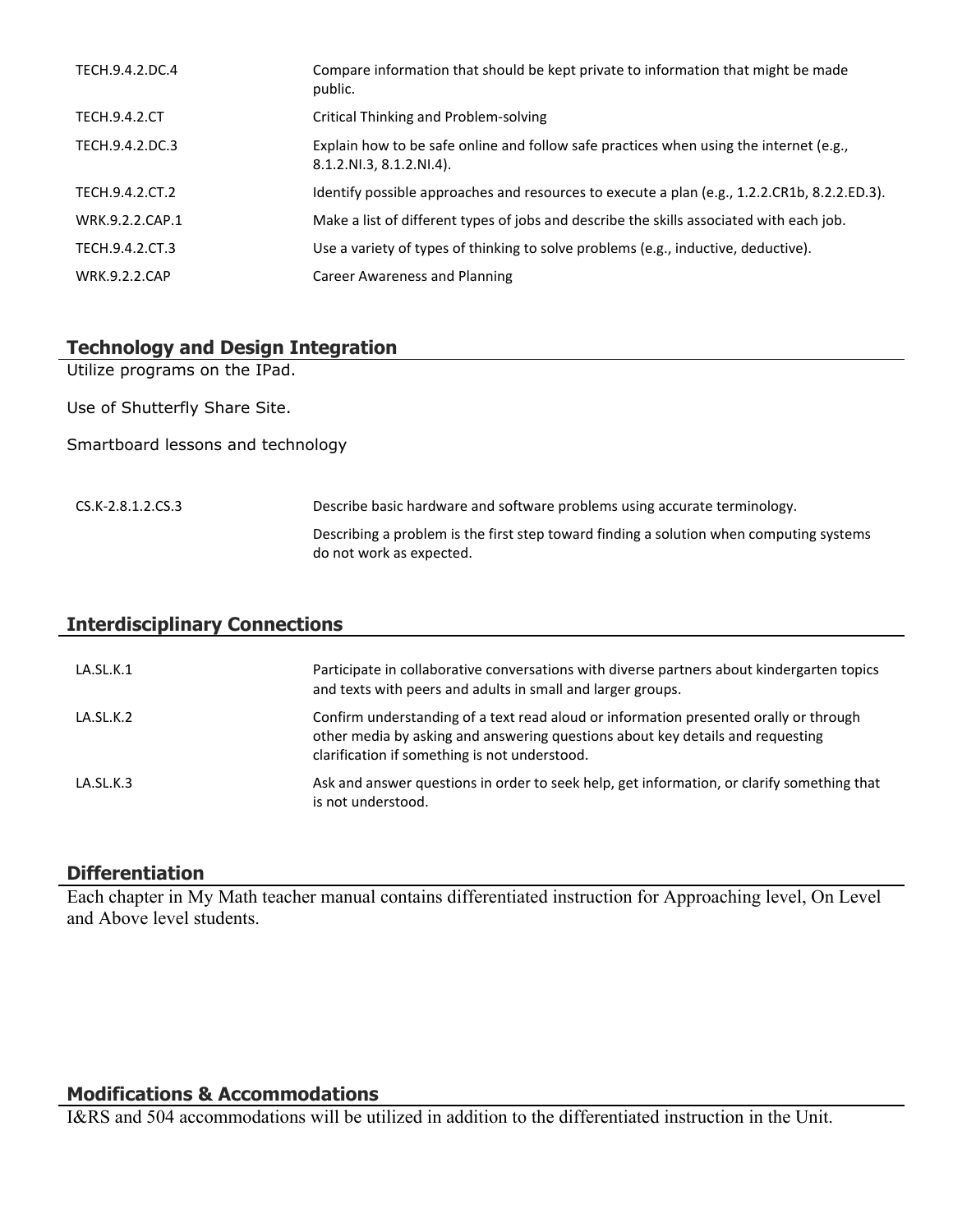| | |
|---|---|
| TECH.9.4.2.DC.4 | Compare information that should be kept private to information that might be made public. |
| TECH.9.4.2.CT | Critical Thinking and Problem-solving |
| TECH.9.4.2.DC.3 | Explain how to be safe online and follow safe practices when using the internet (e.g., 8.1.2.NI.3, 8.1.2.NI.4). |
| TECH.9.4.2.CT.2 | Identify possible approaches and resources to execute a plan (e.g., 1.2.2.CR1b, 8.2.2.ED.3). |
| WRK.9.2.2.CAP.1 | Make a list of different types of jobs and describe the skills associated with each job. |
| TECH.9.4.2.CT.3 | Use a variety of types of thinking to solve problems (e.g., inductive, deductive). |
| WRK.9.2.2.CAP | Career Awareness and Planning |

## Technology and Design Integration

Utilize programs on the IPad.

Use of Shutterfly Share Site.

Smartboard lessons and technology

| | |
|---|---|
| CS.K-2.8.1.2.CS.3 | Describe basic hardware and software problems using accurate terminology. |
| | Describing a problem is the first step toward finding a solution when computing systems do not work as expected. |

## Interdisciplinary Connections

| | |
|---|---|
| LA.SL.K.1 | Participate in collaborative conversations with diverse partners about kindergarten topics and texts with peers and adults in small and larger groups. |
| LA.SL.K.2 | Confirm understanding of a text read aloud or information presented orally or through other media by asking and answering questions about key details and requesting clarification if something is not understood. |
| LA.SL.K.3 | Ask and answer questions in order to seek help, get information, or clarify something that is not understood. |

## Differentiation

Each chapter in My Math teacher manual contains differentiated instruction for Approaching level, On Level and Above level students.

## Modifications & Accommodations

I&RS and 504 accommodations will be utilized in addition to the differentiated instruction in the Unit.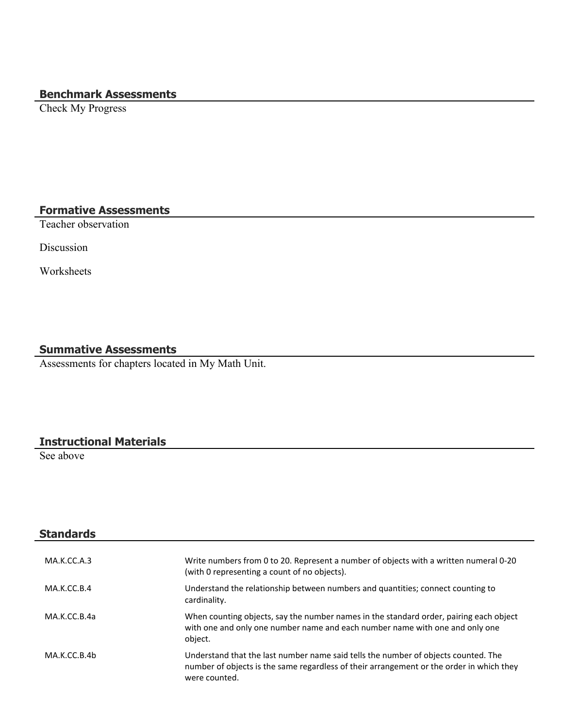## Benchmark Assessments

Check My Progress

## Formative Assessments

Teacher observation

Discussion

Worksheets

## Summative Assessments

Assessments for chapters located in My Math Unit.

## Instructional Materials

See above

## Standards

| | |
|---|---|
| MA.K.CC.A.3 | Write numbers from 0 to 20. Represent a number of objects with a written numeral 0-20 (with 0 representing a count of no objects). |
| MA.K.CC.B.4 | Understand the relationship between numbers and quantities; connect counting to cardinality. |
| MA.K.CC.B.4a | When counting objects, say the number names in the standard order, pairing each object with one and only one number name and each number name with one and only one object. |
| MA.K.CC.B.4b | Understand that the last number name said tells the number of objects counted. The number of objects is the same regardless of their arrangement or the order in which they were counted. |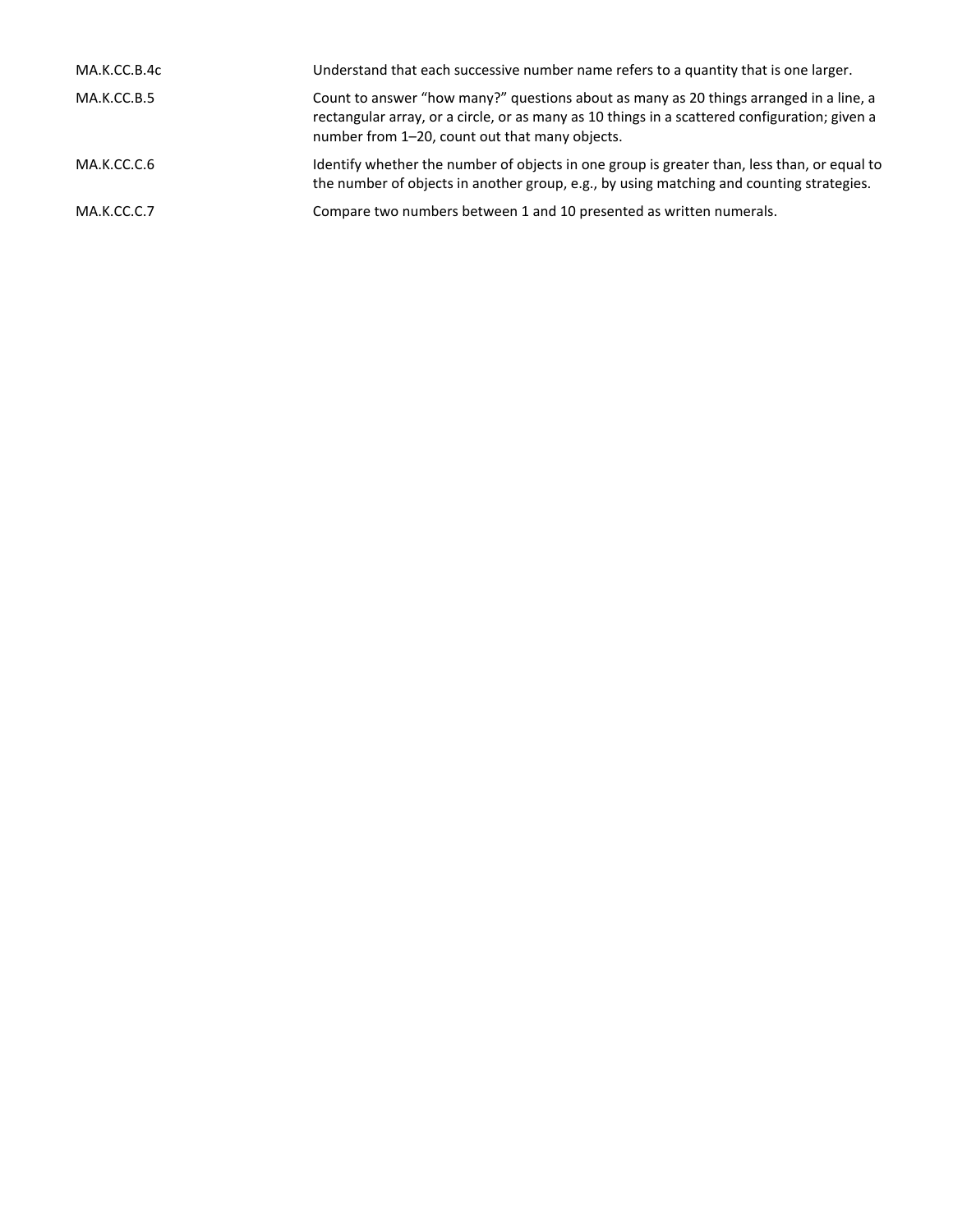| | |
|---|---|
| MA.K.CC.B.4c | Understand that each successive number name refers to a quantity that is one larger. |
| MA.K.CC.B.5 | Count to answer “how many?” questions about as many as 20 things arranged in a line, a rectangular array, or a circle, or as many as 10 things in a scattered configuration; given a number from 1–20, count out that many objects. |
| MA.K.CC.C.6 | Identify whether the number of objects in one group is greater than, less than, or equal to the number of objects in another group, e.g., by using matching and counting strategies. |
| MA.K.CC.C.7 | Compare two numbers between 1 and 10 presented as written numerals. |